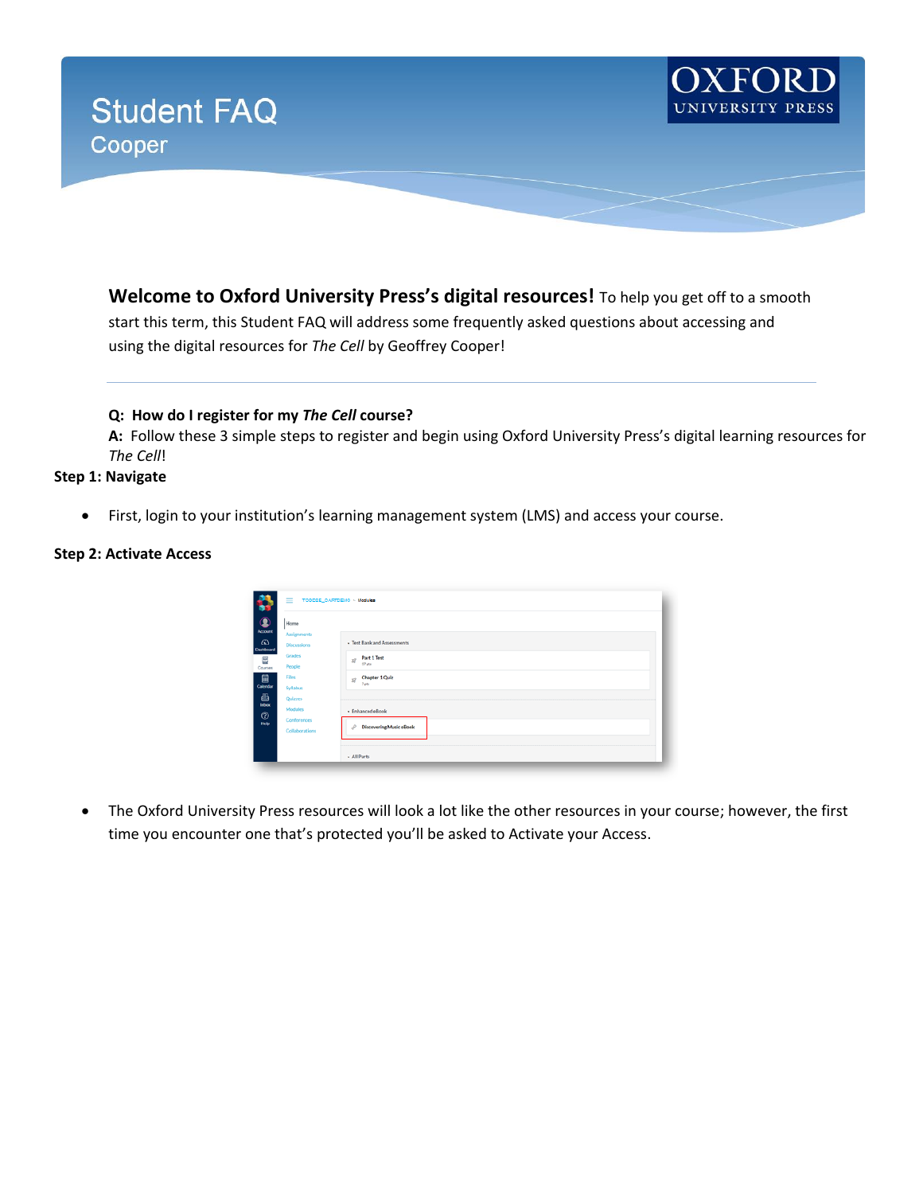# Student FAQ

## Cooper

**Welcome to Oxford University Press's digital resources!** To help you get off to a smooth start this term, this Student FAQ will address some frequently asked questions about accessing and using the digital resources for *The Cell* by Geoffrey Cooper!

---

**Q: How do I register for my *The Cell* course?**

**A:** Follow these 3 simple steps to register and begin using Oxford University Press's digital learning resources for *The Cell*!

**Step 1: Navigate**

- First, login to your institution's learning management system (LMS) and access your course.

**Step 2: Activate Access**

- The Oxford University Press resources will look a lot like the other resources in your course; however, the first time you encounter one that's protected you'll be asked to Activate your Access.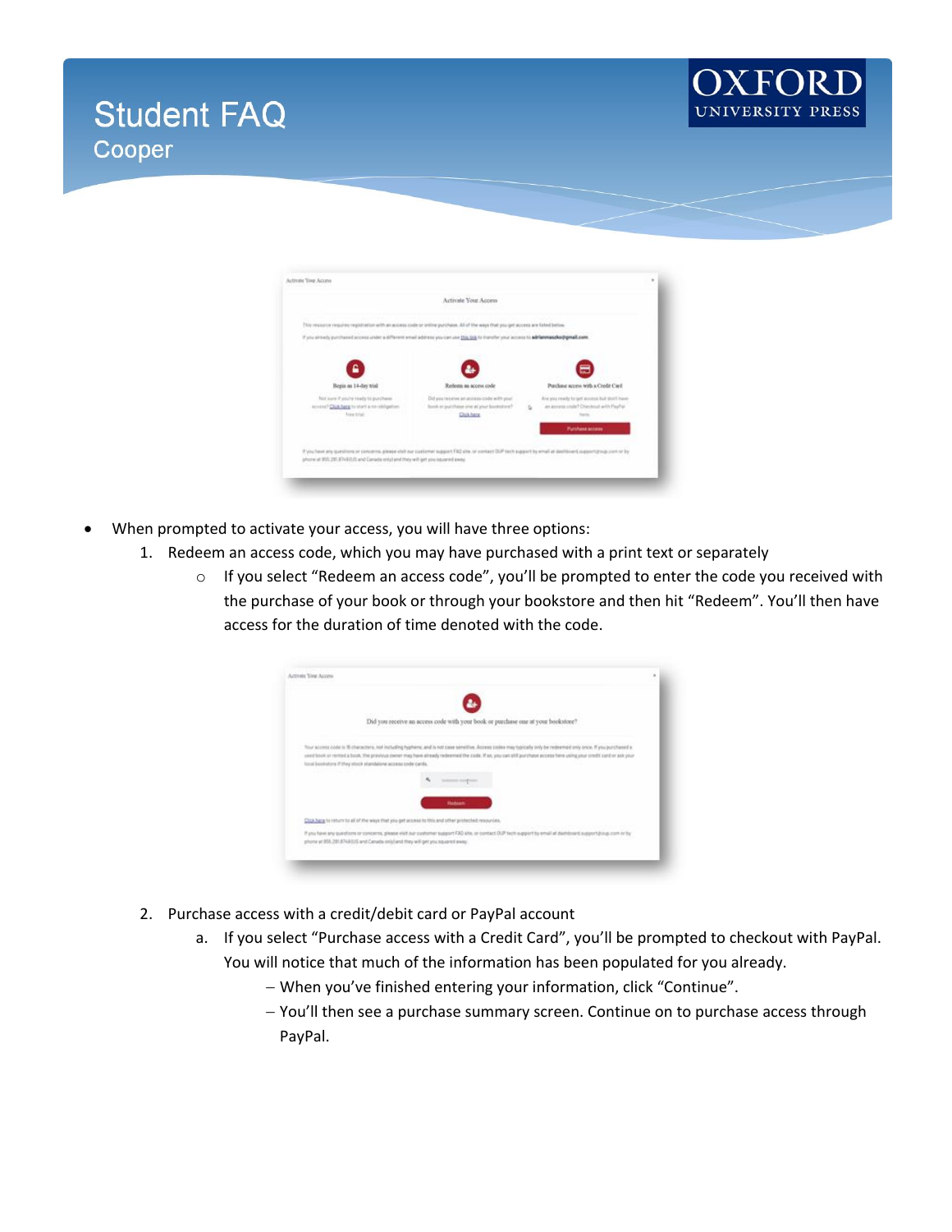# Student FAQ

## Cooper

- When prompted to activate your access, you will have three options:
  1. Redeem an access code, which you may have purchased with a print text or separately
     - If you select “Redeem an access code”, you’ll be prompted to enter the code you received with the purchase of your book or through your bookstore and then hit “Redeem”. You’ll then have access for the duration of time denoted with the code.
  2. Purchase access with a credit/debit card or PayPal account
     a. If you select “Purchase access with a Credit Card”, you’ll be prompted to checkout with PayPal. You will notice that much of the information has been populated for you already.
        - When you’ve finished entering your information, click “Continue”.
        - You’ll then see a purchase summary screen. Continue on to purchase access through PayPal.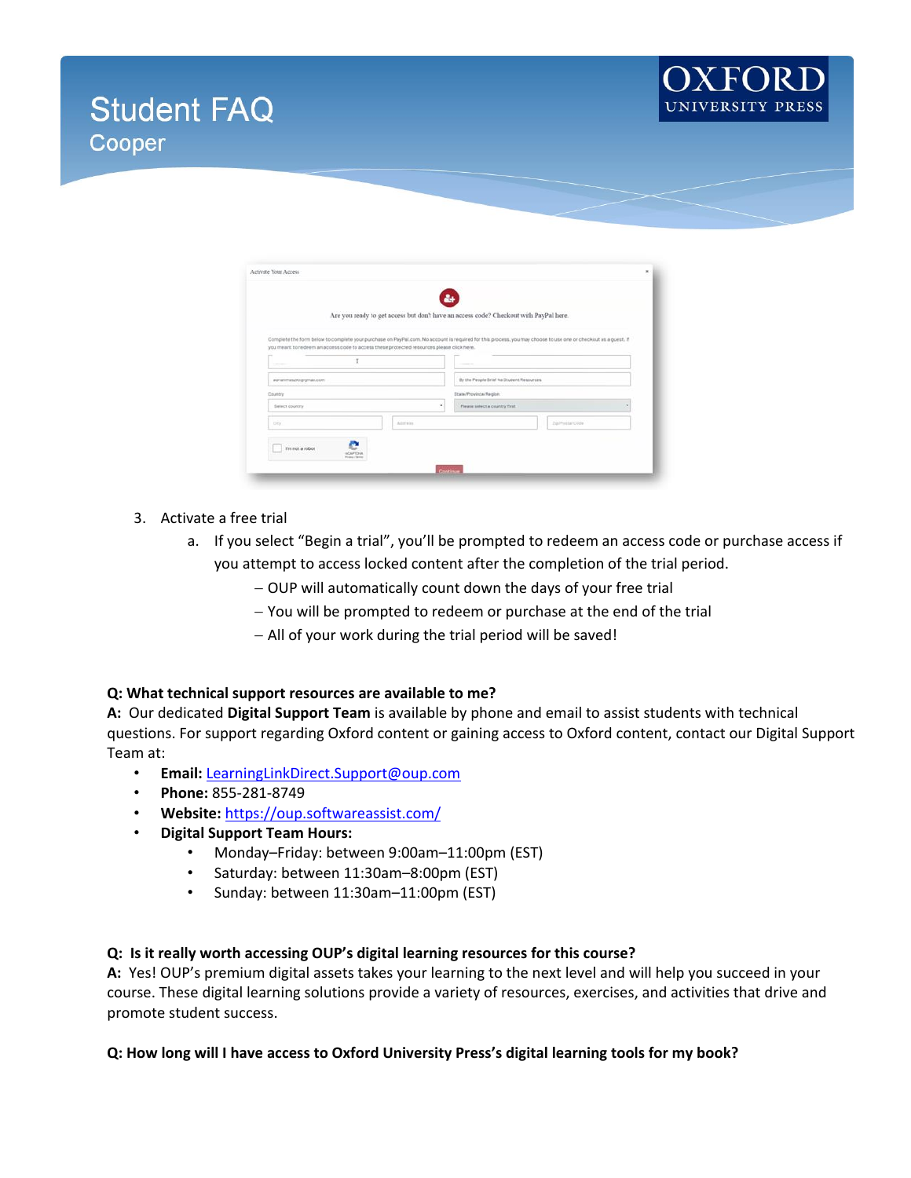3. Activate a free trial
   a. If you select "Begin a trial", you'll be prompted to redeem an access code or purchase access if you attempt to access locked content after the completion of the trial period.
      - OUP will automatically count down the days of your free trial
      - You will be prompted to redeem or purchase at the end of the trial
      - All of your work during the trial period will be saved!

**Q: What technical support resources are available to me?**
**A:** Our dedicated **Digital Support Team** is available by phone and email to assist students with technical questions. For support regarding Oxford content or gaining access to Oxford content, contact our Digital Support Team at:

- **Email:** LearningLinkDirect.Support@oup.com
- **Phone:** 855-281-8749
- **Website:** https://oup.softwareassist.com/
- **Digital Support Team Hours:**
  - Monday–Friday: between 9:00am–11:00pm (EST)
  - Saturday: between 11:30am–8:00pm (EST)
  - Sunday: between 11:30am–11:00pm (EST)

**Q: Is it really worth accessing OUP's digital learning resources for this course?**
**A:** Yes! OUP's premium digital assets takes your learning to the next level and will help you succeed in your course. These digital learning solutions provide a variety of resources, exercises, and activities that drive and promote student success.

**Q: How long will I have access to Oxford University Press's digital learning tools for my book?**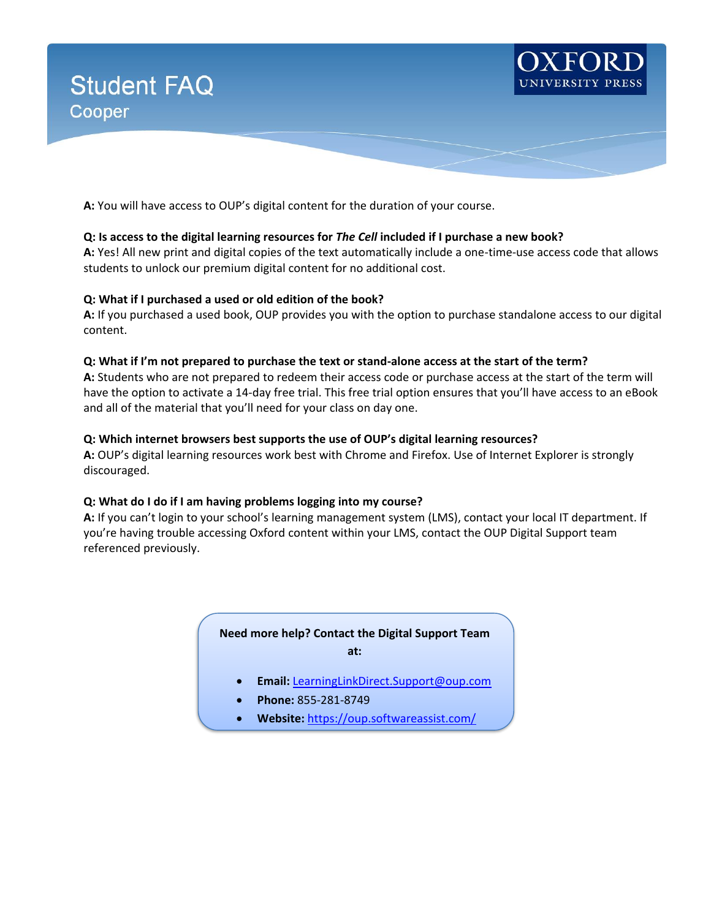# Student FAQ

## Cooper

**A:** You will have access to OUP's digital content for the duration of your course.

**Q: Is access to the digital learning resources for *The Cell* included if I purchase a new book?**
**A:** Yes! All new print and digital copies of the text automatically include a one-time-use access code that allows students to unlock our premium digital content for no additional cost.

**Q: What if I purchased a used or old edition of the book?**
**A:** If you purchased a used book, OUP provides you with the option to purchase standalone access to our digital content.

**Q: What if I'm not prepared to purchase the text or stand-alone access at the start of the term?**
**A:** Students who are not prepared to redeem their access code or purchase access at the start of the term will have the option to activate a 14-day free trial. This free trial option ensures that you'll have access to an eBook and all of the material that you'll need for your class on day one.

**Q: Which internet browsers best supports the use of OUP's digital learning resources?**
**A:** OUP's digital learning resources work best with Chrome and Firefox. Use of Internet Explorer is strongly discouraged.

**Q: What do I do if I am having problems logging into my course?**
**A:** If you can't login to your school's learning management system (LMS), contact your local IT department. If you're having trouble accessing Oxford content within your LMS, contact the OUP Digital Support team referenced previously.

**Need more help? Contact the Digital Support Team at:**

- **Email:** LearningLinkDirect.Support@oup.com
- **Phone:** 855-281-8749
- **Website:** https://oup.softwareassist.com/